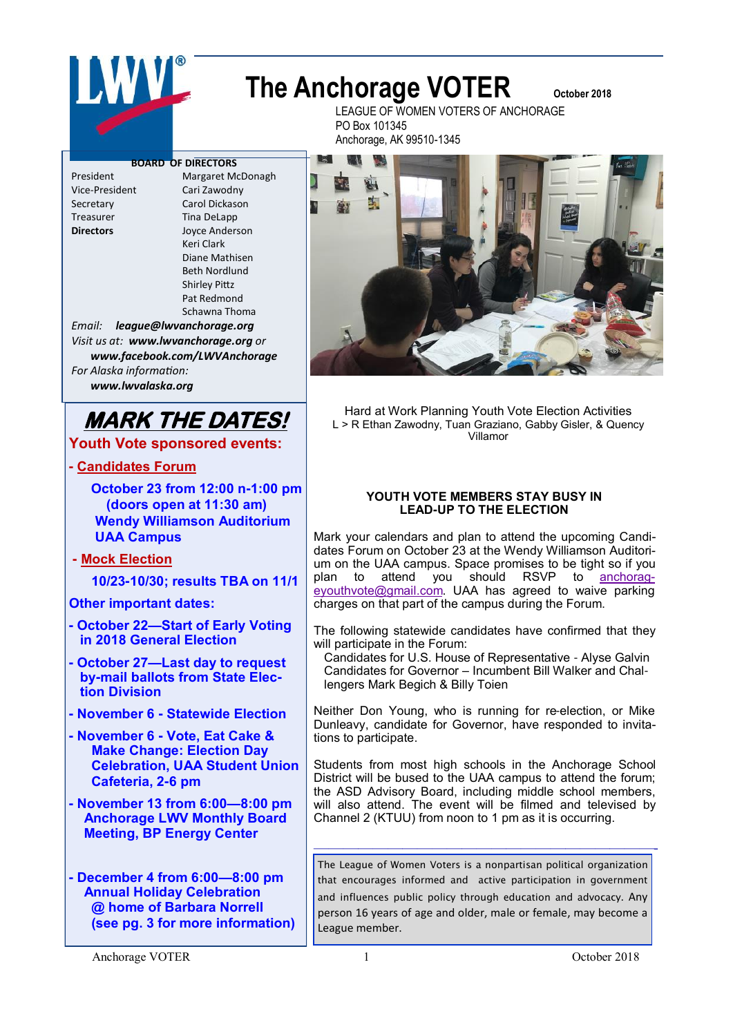# The Anchorage VOTER

October 2018

LEAGUE OF WOMEN VOTERS OF ANCHORAGE
PO Box 101345
Anchorage, AK 99510-1345

**BOARD OF DIRECTORS**

| | |
|---|---|
| President | Margaret McDonagh |
| Vice-President | Cari Zawodny |
| Secretary | Carol Dickason |
| Treasurer | Tina DeLapp |
| **Directors** | Joyce Anderson |
| | Keri Clark |
| | Diane Mathisen |
| | Beth Nordlund |
| | Shirley Pittz |
| | Pat Redmond |
| | Schawna Thoma |

*Email:* ***league@lwvanchorage.org***
*Visit us at:* ***www.lwvanchorage.org*** *or*
***www.facebook.com/LWVAnchorage***
*For Alaska information:*
***www.lwvalaska.org***

## *MARK THE DATES!*

**Youth Vote sponsored events:**

- **Candidates Forum**
  **October 23 from 12:00 n-1:00 pm (doors open at 11:30 am) Wendy Williamson Auditorium UAA Campus**
- **Mock Election**
  **10/23-10/30; results TBA on 11/1**

**Other important dates:**

- **October 22—Start of Early Voting in 2018 General Election**
- **October 27—Last day to request by-mail ballots from State Election Division**
- **November 6 - Statewide Election**
- **November 6 - Vote, Eat Cake & Make Change: Election Day Celebration, UAA Student Union Cafeteria, 2-6 pm**
- **November 13 from 6:00—8:00 pm Anchorage LWV Monthly Board Meeting, BP Energy Center**
- **December 4 from 6:00—8:00 pm Annual Holiday Celebration @ home of Barbara Norrell (see pg. 3 for more information)**

Hard at Work Planning Youth Vote Election Activities
L > R Ethan Zawodny, Tuan Graziano, Gabby Gisler, & Quency Villamor

### YOUTH VOTE MEMBERS STAY BUSY IN LEAD-UP TO THE ELECTION

Mark your calendars and plan to attend the upcoming Candidates Forum on October 23 at the Wendy Williamson Auditorium on the UAA campus. Space promises to be tight so if you plan to attend you should RSVP to anchorageyouthvote@gmail.com. UAA has agreed to waive parking charges on that part of the campus during the Forum.

The following statewide candidates have confirmed that they will participate in the Forum:

Candidates for U.S. House of Representative - Alyse Galvin
Candidates for Governor – Incumbent Bill Walker and Challengers Mark Begich & Billy Toien

Neither Don Young, who is running for re-election, or Mike Dunleavy, candidate for Governor, have responded to invitations to participate.

Students from most high schools in the Anchorage School District will be bused to the UAA campus to attend the forum; the ASD Advisory Board, including middle school members, will also attend. The event will be filmed and televised by Channel 2 (KTUU) from noon to 1 pm as it is occurring.

The League of Women Voters is a nonpartisan political organization that encourages informed and active participation in government and influences public policy through education and advocacy. Any person 16 years of age and older, male or female, may become a League member.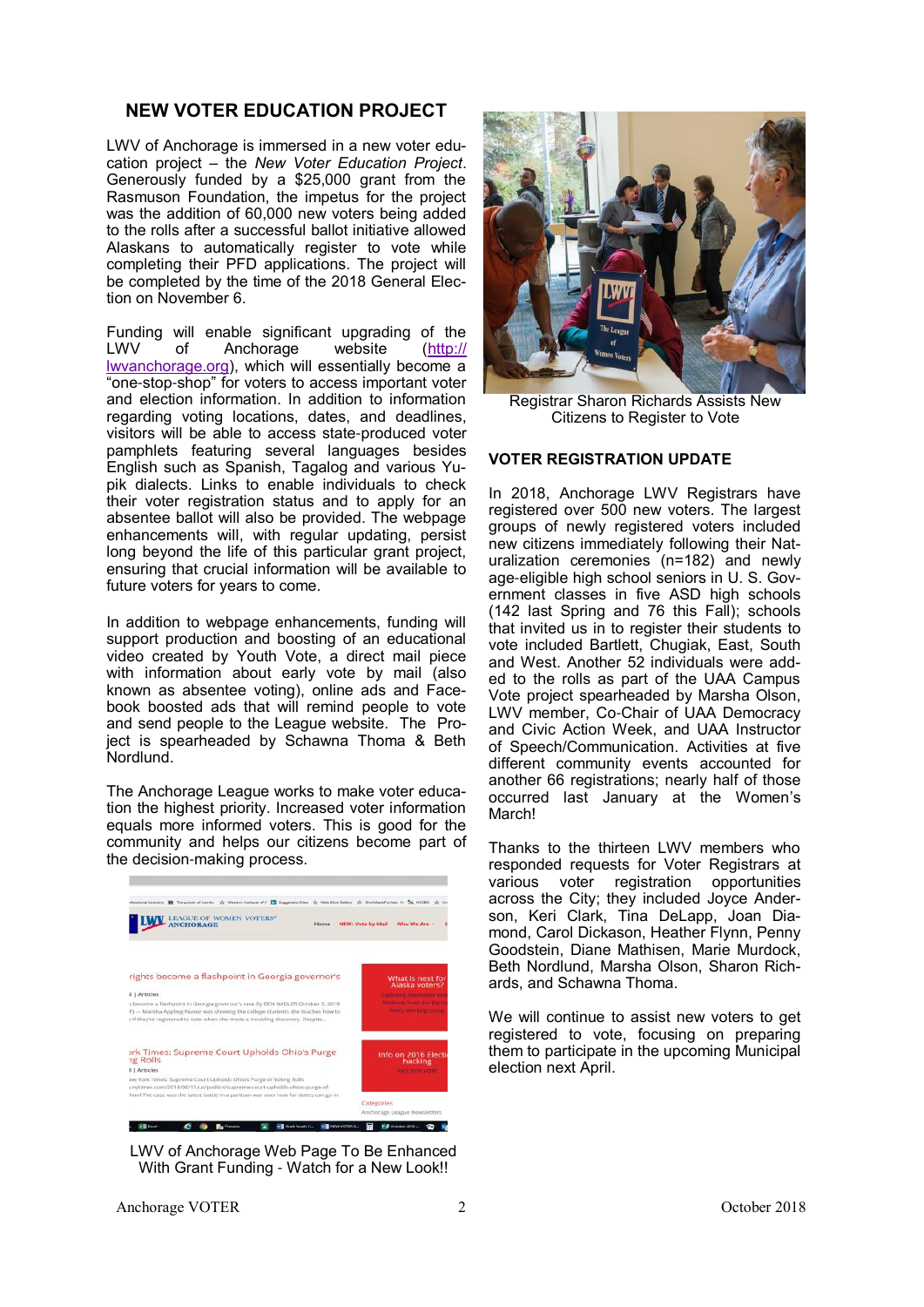## NEW VOTER EDUCATION PROJECT

LWV of Anchorage is immersed in a new voter education project – the *New Voter Education Project*. Generously funded by a $25,000 grant from the Rasmuson Foundation, the impetus for the project was the addition of 60,000 new voters being added to the rolls after a successful ballot initiative allowed Alaskans to automatically register to vote while completing their PFD applications. The project will be completed by the time of the 2018 General Election on November 6.

Funding will enable significant upgrading of the LWV of Anchorage website (http://lwvanchorage.org), which will essentially become a "one-stop-shop" for voters to access important voter and election information. In addition to information regarding voting locations, dates, and deadlines, visitors will be able to access state-produced voter pamphlets featuring several languages besides English such as Spanish, Tagalog and various Yupik dialects. Links to enable individuals to check their voter registration status and to apply for an absentee ballot will also be provided. The webpage enhancements will, with regular updating, persist long beyond the life of this particular grant project, ensuring that crucial information will be available to future voters for years to come.

In addition to webpage enhancements, funding will support production and boosting of an educational video created by Youth Vote, a direct mail piece with information about early vote by mail (also known as absentee voting), online ads and Facebook boosted ads that will remind people to vote and send people to the League website. The Project is spearheaded by Schawna Thoma & Beth Nordlund.

The Anchorage League works to make voter education the highest priority. Increased voter information equals more informed voters. This is good for the community and helps our citizens become part of the decision-making process.

LWV of Anchorage Web Page To Be Enhanced With Grant Funding - Watch for a New Look!!

Registrar Sharon Richards Assists New Citizens to Register to Vote

### VOTER REGISTRATION UPDATE

In 2018, Anchorage LWV Registrars have registered over 500 new voters. The largest groups of newly registered voters included new citizens immediately following their Naturalization ceremonies (n=182) and newly age-eligible high school seniors in U. S. Government classes in five ASD high schools (142 last Spring and 76 this Fall); schools that invited us in to register their students to vote included Bartlett, Chugiak, East, South and West. Another 52 individuals were added to the rolls as part of the UAA Campus Vote project spearheaded by Marsha Olson, LWV member, Co-Chair of UAA Democracy and Civic Action Week, and UAA Instructor of Speech/Communication. Activities at five different community events accounted for another 66 registrations; nearly half of those occurred last January at the Women's March!

Thanks to the thirteen LWV members who responded requests for Voter Registrars at various voter registration opportunities across the City; they included Joyce Anderson, Keri Clark, Tina DeLapp, Joan Diamond, Carol Dickason, Heather Flynn, Penny Goodstein, Diane Mathisen, Marie Murdock, Beth Nordlund, Marsha Olson, Sharon Richards, and Schawna Thoma.

We will continue to assist new voters to get registered to vote, focusing on preparing them to participate in the upcoming Municipal election next April.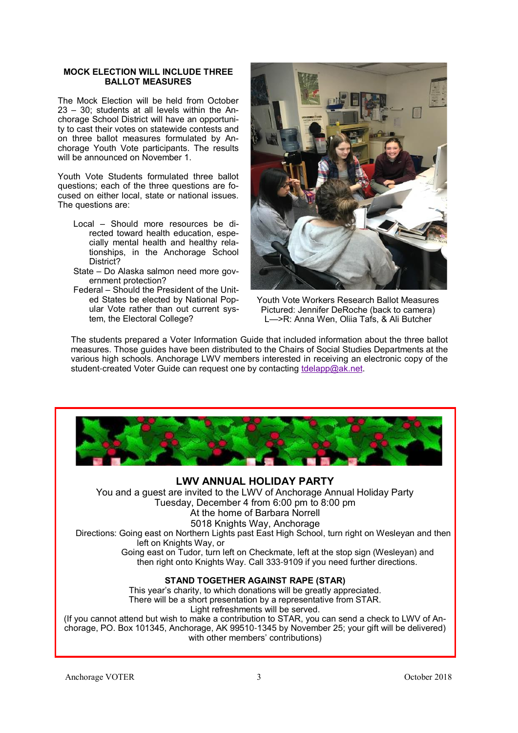## MOCK ELECTION WILL INCLUDE THREE BALLOT MEASURES

The Mock Election will be held from October 23 – 30; students at all levels within the Anchorage School District will have an opportunity to cast their votes on statewide contests and on three ballot measures formulated by Anchorage Youth Vote participants. The results will be announced on November 1.

Youth Vote Students formulated three ballot questions; each of the three questions are focused on either local, state or national issues. The questions are:

- Local – Should more resources be directed toward health education, especially mental health and healthy relationships, in the Anchorage School District?
- State – Do Alaska salmon need more government protection?
- Federal – Should the President of the United States be elected by National Popular Vote rather than out current system, the Electoral College?

Youth Vote Workers Research Ballot Measures
Pictured: Jennifer DeRoche (back to camera)
L—>R: Anna Wen, Oliia Tafs, & Ali Butcher

The students prepared a Voter Information Guide that included information about the three ballot measures. Those guides have been distributed to the Chairs of Social Studies Departments at the various high schools. Anchorage LWV members interested in receiving an electronic copy of the student-created Voter Guide can request one by contacting tdelapp@ak.net.

## LWV ANNUAL HOLIDAY PARTY

You and a guest are invited to the LWV of Anchorage Annual Holiday Party
Tuesday, December 4 from 6:00 pm to 8:00 pm
At the home of Barbara Norrell
5018 Knights Way, Anchorage

Directions: Going east on Northern Lights past East High School, turn right on Wesleyan and then left on Knights Way, or
Going east on Tudor, turn left on Checkmate, left at the stop sign (Wesleyan) and then right onto Knights Way. Call 333-9109 if you need further directions.

**STAND TOGETHER AGAINST RAPE (STAR)**

This year's charity, to which donations will be greatly appreciated.
There will be a short presentation by a representative from STAR.
Light refreshments will be served.
(If you cannot attend but wish to make a contribution to STAR, you can send a check to LWV of Anchorage, PO. Box 101345, Anchorage, AK 99510-1345 by November 25; your gift will be delivered) with other members' contributions)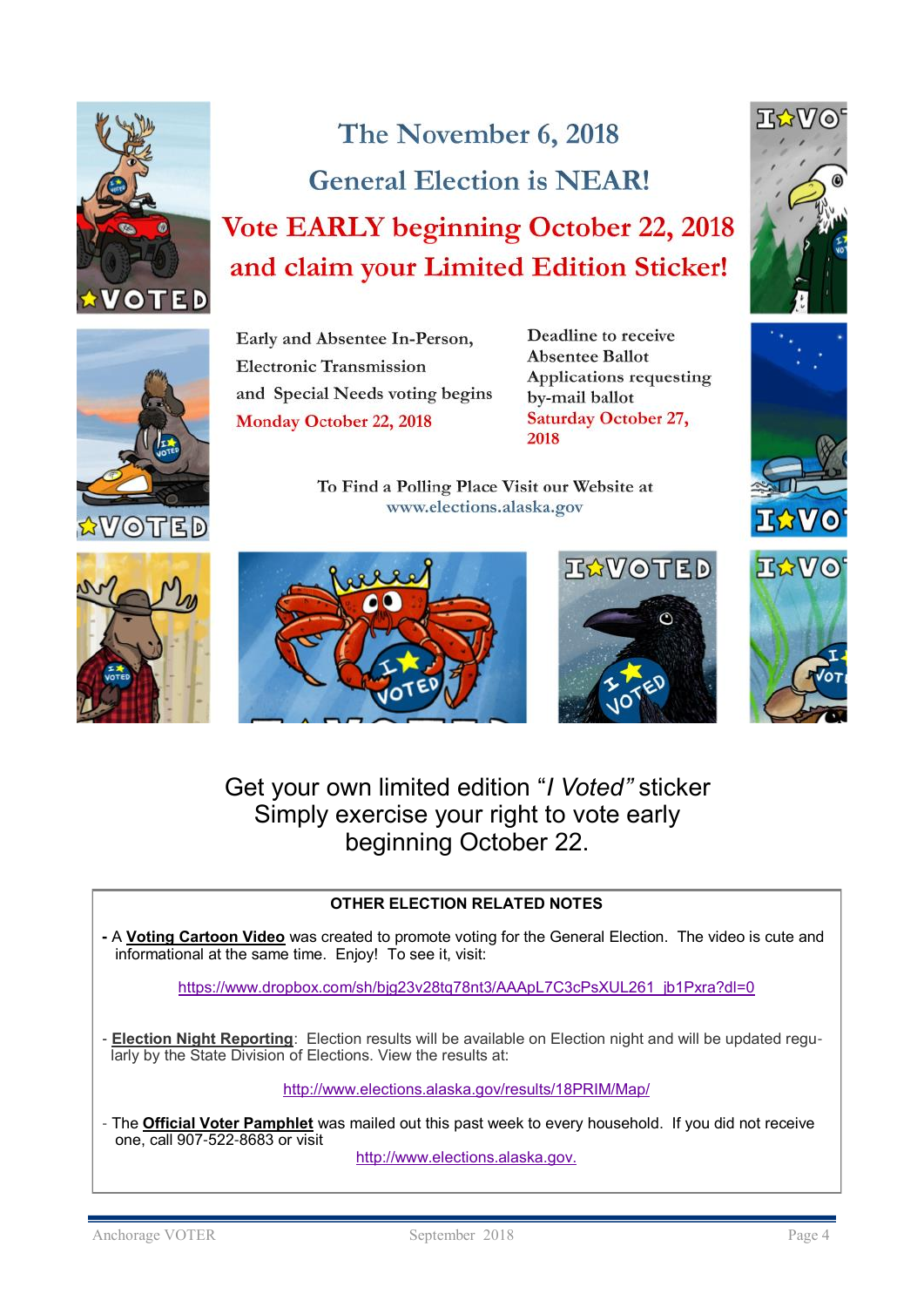# The November 6, 2018
# General Election is NEAR!

## Vote EARLY beginning October 22, 2018 and claim your Limited Edition Sticker!

Early and Absentee In-Person, Electronic Transmission and Special Needs voting begins **Monday October 22, 2018**

Deadline to receive Absentee Ballot Applications requesting by-mail ballot **Saturday October 27, 2018**

To Find a Polling Place Visit our Website at www.elections.alaska.gov

Get your own limited edition "*I Voted"* sticker
Simply exercise your right to vote early
beginning October 22.

**OTHER ELECTION RELATED NOTES**

**- A Voting Cartoon Video** was created to promote voting for the General Election. The video is cute and informational at the same time. Enjoy! To see it, visit:

https://www.dropbox.com/sh/bjg23v28tq78nt3/AAApL7C3cPsXUL261_jb1Pxra?dl=0

- **Election Night Reporting**: Election results will be available on Election night and will be updated regularly by the State Division of Elections. View the results at:

http://www.elections.alaska.gov/results/18PRIM/Map/

- The **Official Voter Pamphlet** was mailed out this past week to every household. If you did not receive one, call 907-522-8683 or visit

http://www.elections.alaska.gov.